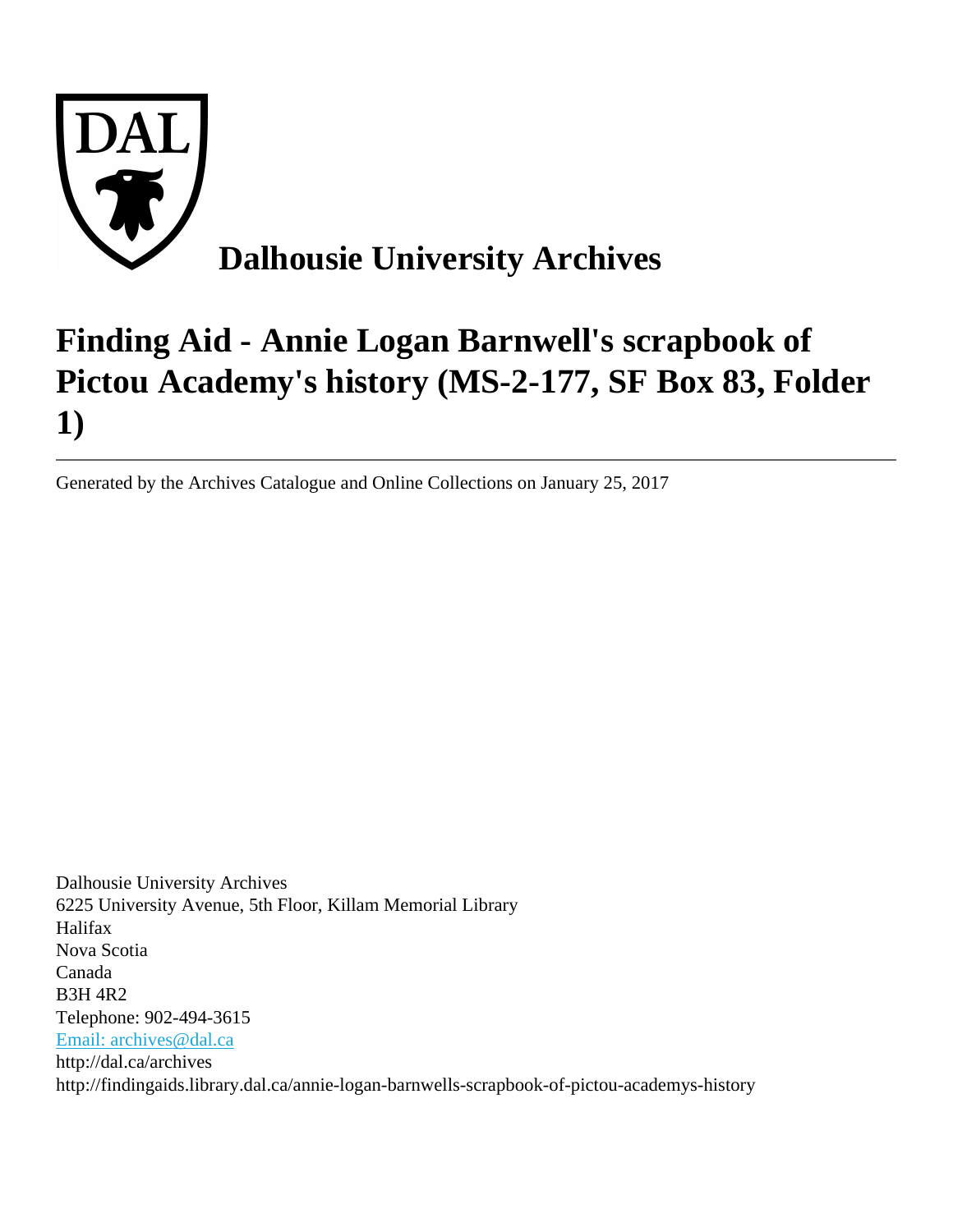DAL

**Dalhousie University Archives**

# Finding Aid - Annie Logan Barnwell's scrapbook of Pictou Academy's history (MS-2-177, SF Box 83, Folder 1)

---

Generated by the Archives Catalogue and Online Collections on January 25, 2017

Dalhousie University Archives
6225 University Avenue, 5th Floor, Killam Memorial Library
Halifax
Nova Scotia
Canada
B3H 4R2
Telephone: 902-494-3615
Email: archives@dal.ca
http://dal.ca/archives
http://findingaids.library.dal.ca/annie-logan-barnwells-scrapbook-of-pictou-academys-history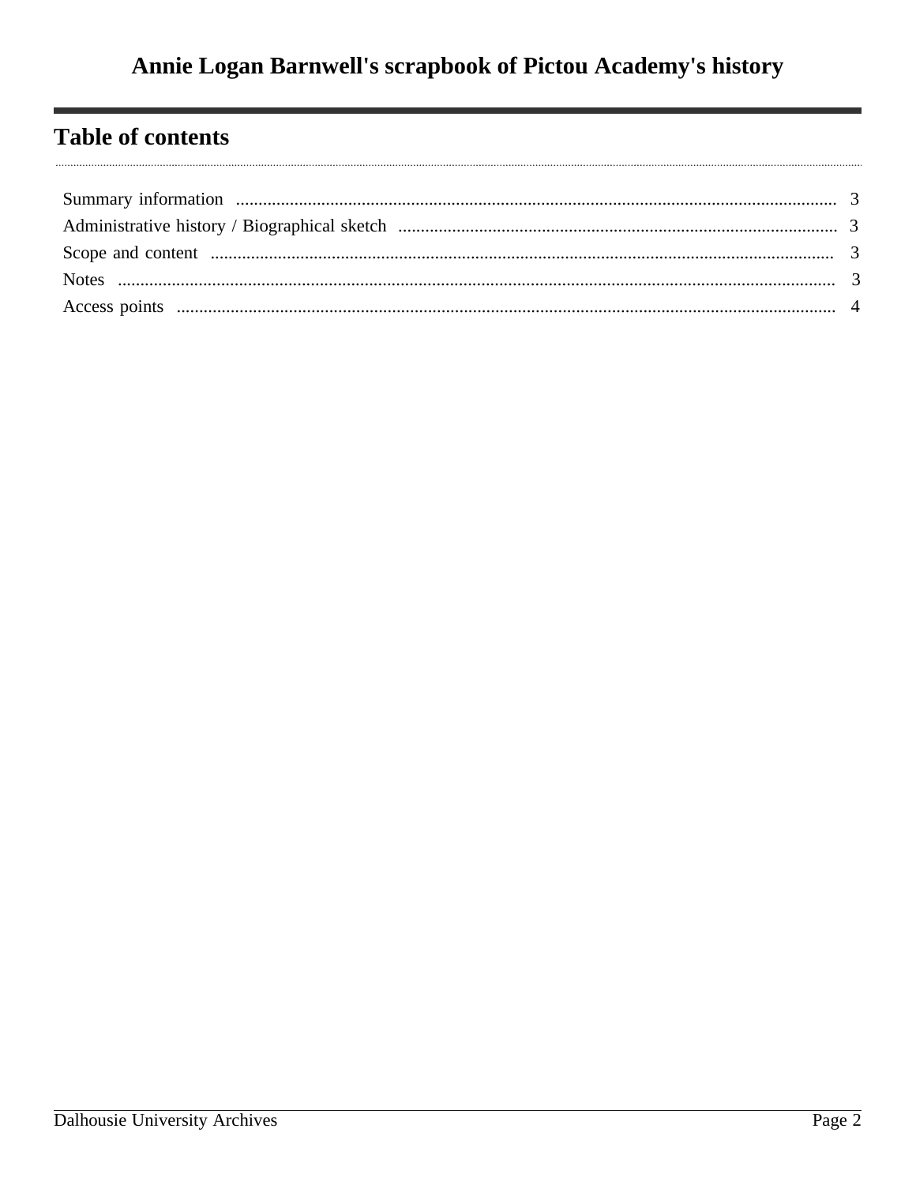# Table of contents

Summary information ..... 3
Administrative history / Biographical sketch ..... 3
Scope and content ..... 3
Notes ..... 3
Access points ..... 4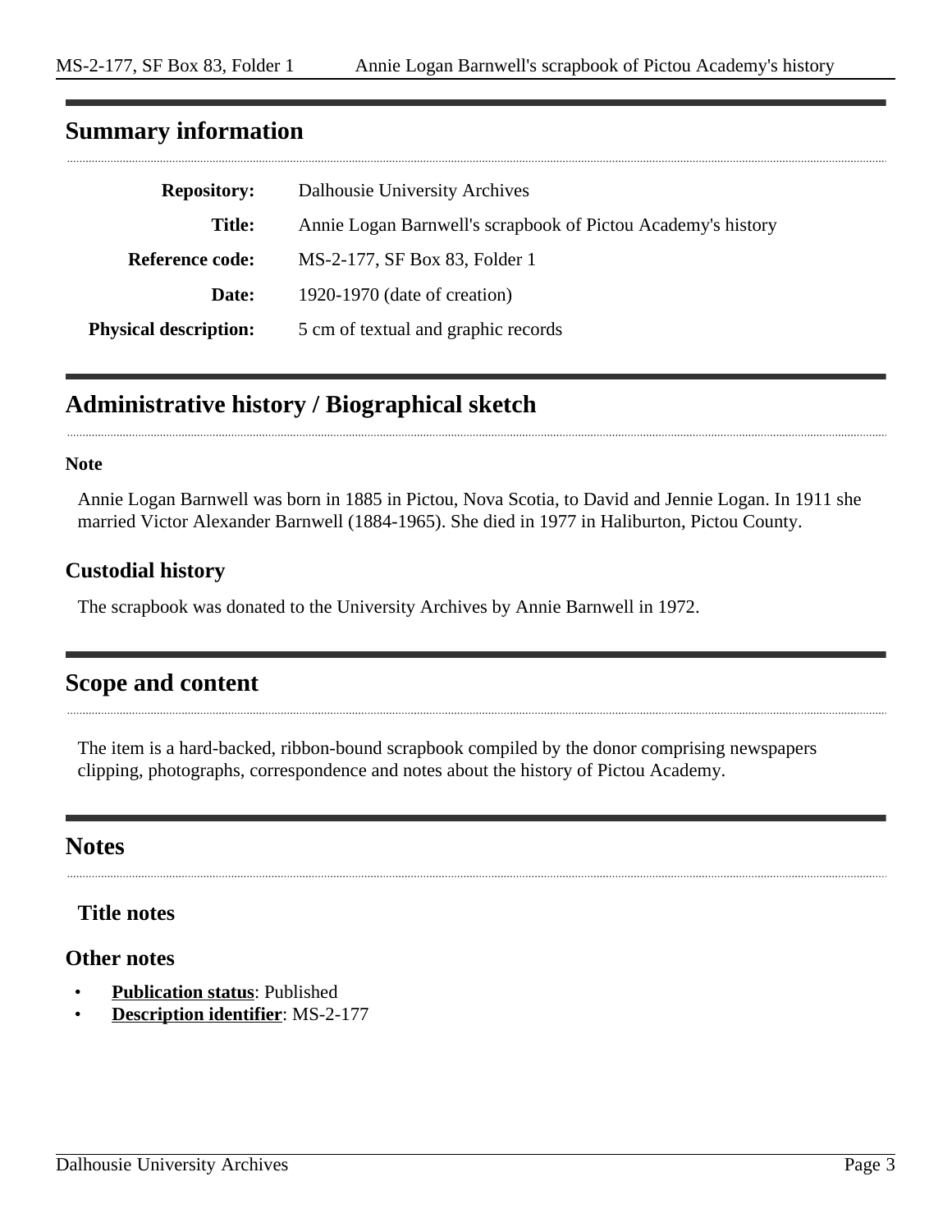## Summary information

| | |
|---|---|
| **Repository:** | Dalhousie University Archives |
| **Title:** | Annie Logan Barnwell's scrapbook of Pictou Academy's history |
| **Reference code:** | MS-2-177, SF Box 83, Folder 1 |
| **Date:** | 1920-1970 (date of creation) |
| **Physical description:** | 5 cm of textual and graphic records |

## Administrative history / Biographical sketch

**Note**

Annie Logan Barnwell was born in 1885 in Pictou, Nova Scotia, to David and Jennie Logan. In 1911 she married Victor Alexander Barnwell (1884-1965). She died in 1977 in Haliburton, Pictou County.

### Custodial history

The scrapbook was donated to the University Archives by Annie Barnwell in 1972.

## Scope and content

The item is a hard-backed, ribbon-bound scrapbook compiled by the donor comprising newspapers clipping, photographs, correspondence and notes about the history of Pictou Academy.

## Notes

### Title notes

### Other notes

- **Publication status**: Published
- **Description identifier**: MS-2-177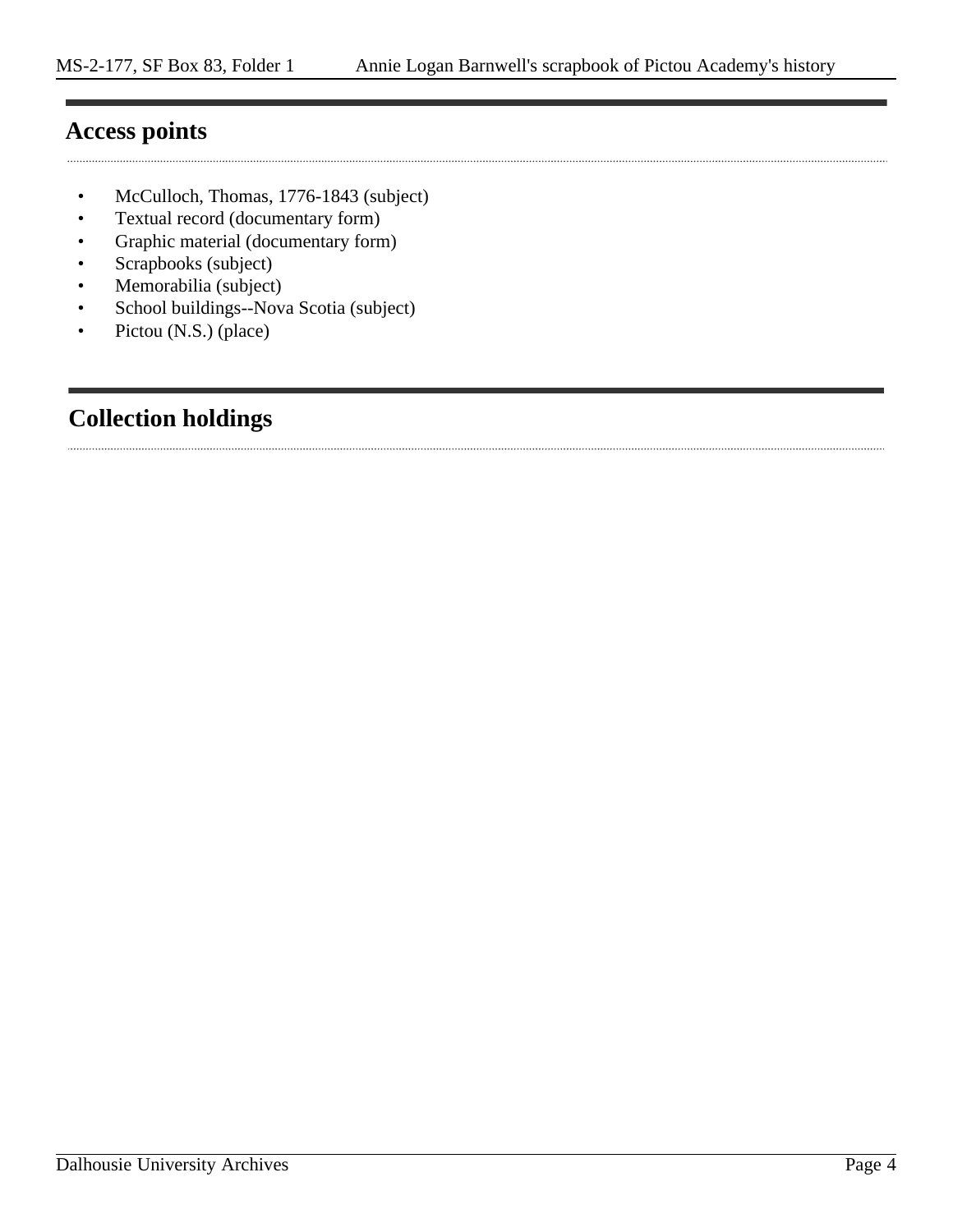## Access points

- McCulloch, Thomas, 1776-1843 (subject)
- Textual record (documentary form)
- Graphic material (documentary form)
- Scrapbooks (subject)
- Memorabilia (subject)
- School buildings--Nova Scotia (subject)
- Pictou (N.S.) (place)

## Collection holdings